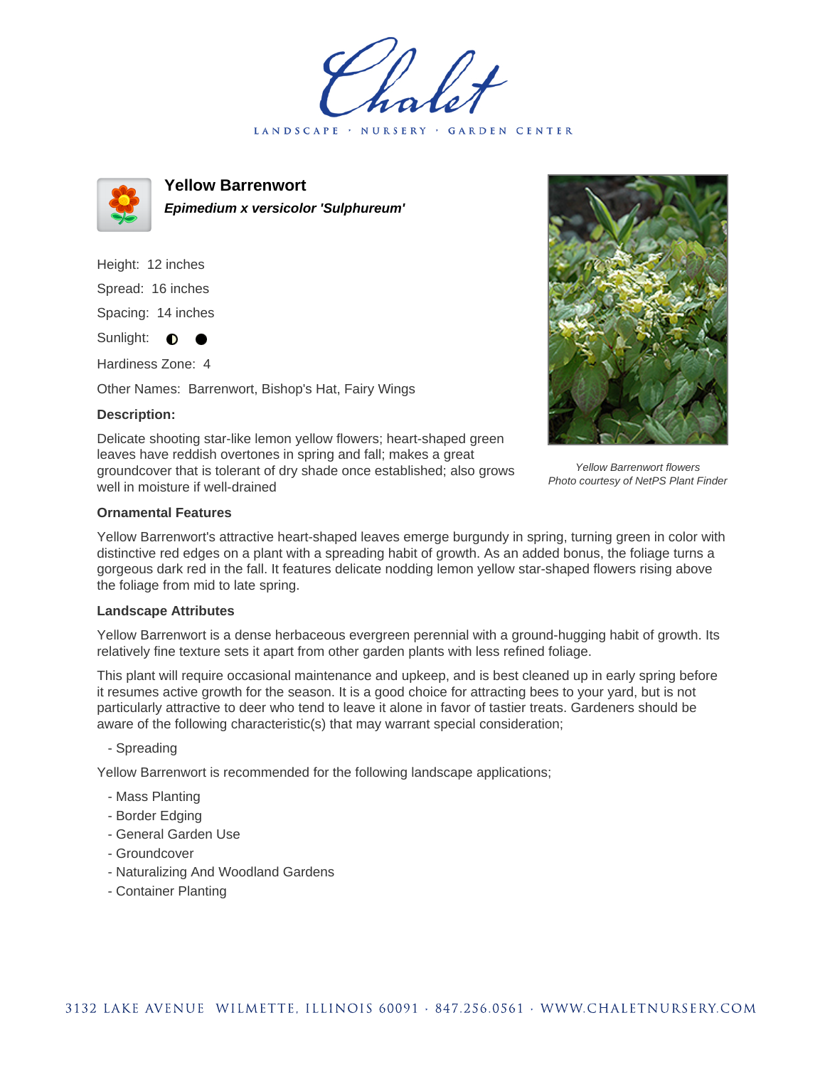Chalet

LANDSCAPE · NURSERY · GARDEN CENTER

# Yellow Barrenwort

***Epimedium x versicolor 'Sulphureum'***

Height: 12 inches

Spread: 16 inches

Spacing: 14 inches

Sunlight: ◐ ●

Hardiness Zone: 4

Other Names: Barrenwort, Bishop's Hat, Fairy Wings

**Description:**

Delicate shooting star-like lemon yellow flowers; heart-shaped green leaves have reddish overtones in spring and fall; makes a great groundcover that is tolerant of dry shade once established; also grows well in moisture if well-drained

*Yellow Barrenwort flowers*
*Photo courtesy of NetPS Plant Finder*

### Ornamental Features

Yellow Barrenwort's attractive heart-shaped leaves emerge burgundy in spring, turning green in color with distinctive red edges on a plant with a spreading habit of growth. As an added bonus, the foliage turns a gorgeous dark red in the fall. It features delicate nodding lemon yellow star-shaped flowers rising above the foliage from mid to late spring.

### Landscape Attributes

Yellow Barrenwort is a dense herbaceous evergreen perennial with a ground-hugging habit of growth. Its relatively fine texture sets it apart from other garden plants with less refined foliage.

This plant will require occasional maintenance and upkeep, and is best cleaned up in early spring before it resumes active growth for the season. It is a good choice for attracting bees to your yard, but is not particularly attractive to deer who tend to leave it alone in favor of tastier treats. Gardeners should be aware of the following characteristic(s) that may warrant special consideration;

- Spreading

Yellow Barrenwort is recommended for the following landscape applications;

- Mass Planting
- Border Edging
- General Garden Use
- Groundcover
- Naturalizing And Woodland Gardens
- Container Planting

3132 LAKE AVENUE WILMETTE, ILLINOIS 60091 · 847.256.0561 · WWW.CHALETNURSERY.COM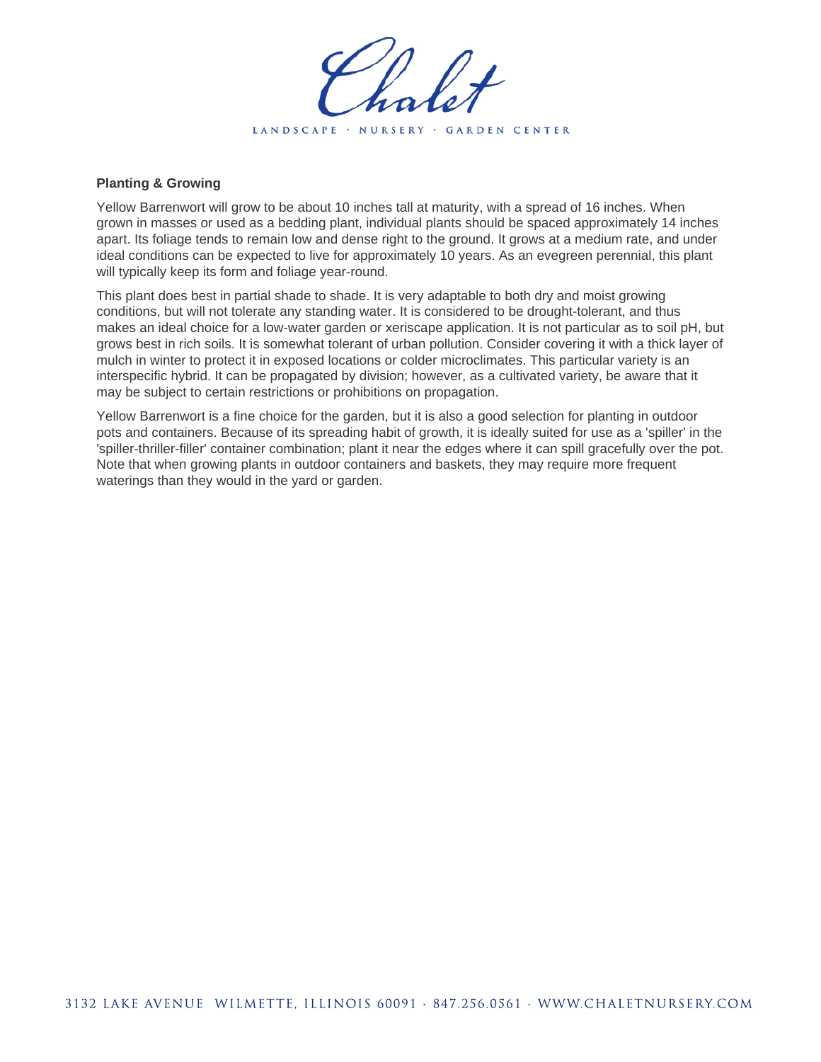### Planting & Growing

Yellow Barrenwort will grow to be about 10 inches tall at maturity, with a spread of 16 inches. When grown in masses or used as a bedding plant, individual plants should be spaced approximately 14 inches apart. Its foliage tends to remain low and dense right to the ground. It grows at a medium rate, and under ideal conditions can be expected to live for approximately 10 years. As an evegreen perennial, this plant will typically keep its form and foliage year-round.

This plant does best in partial shade to shade. It is very adaptable to both dry and moist growing conditions, but will not tolerate any standing water. It is considered to be drought-tolerant, and thus makes an ideal choice for a low-water garden or xeriscape application. It is not particular as to soil pH, but grows best in rich soils. It is somewhat tolerant of urban pollution. Consider covering it with a thick layer of mulch in winter to protect it in exposed locations or colder microclimates. This particular variety is an interspecific hybrid. It can be propagated by division; however, as a cultivated variety, be aware that it may be subject to certain restrictions or prohibitions on propagation.

Yellow Barrenwort is a fine choice for the garden, but it is also a good selection for planting in outdoor pots and containers. Because of its spreading habit of growth, it is ideally suited for use as a 'spiller' in the 'spiller-thriller-filler' container combination; plant it near the edges where it can spill gracefully over the pot. Note that when growing plants in outdoor containers and baskets, they may require more frequent waterings than they would in the yard or garden.